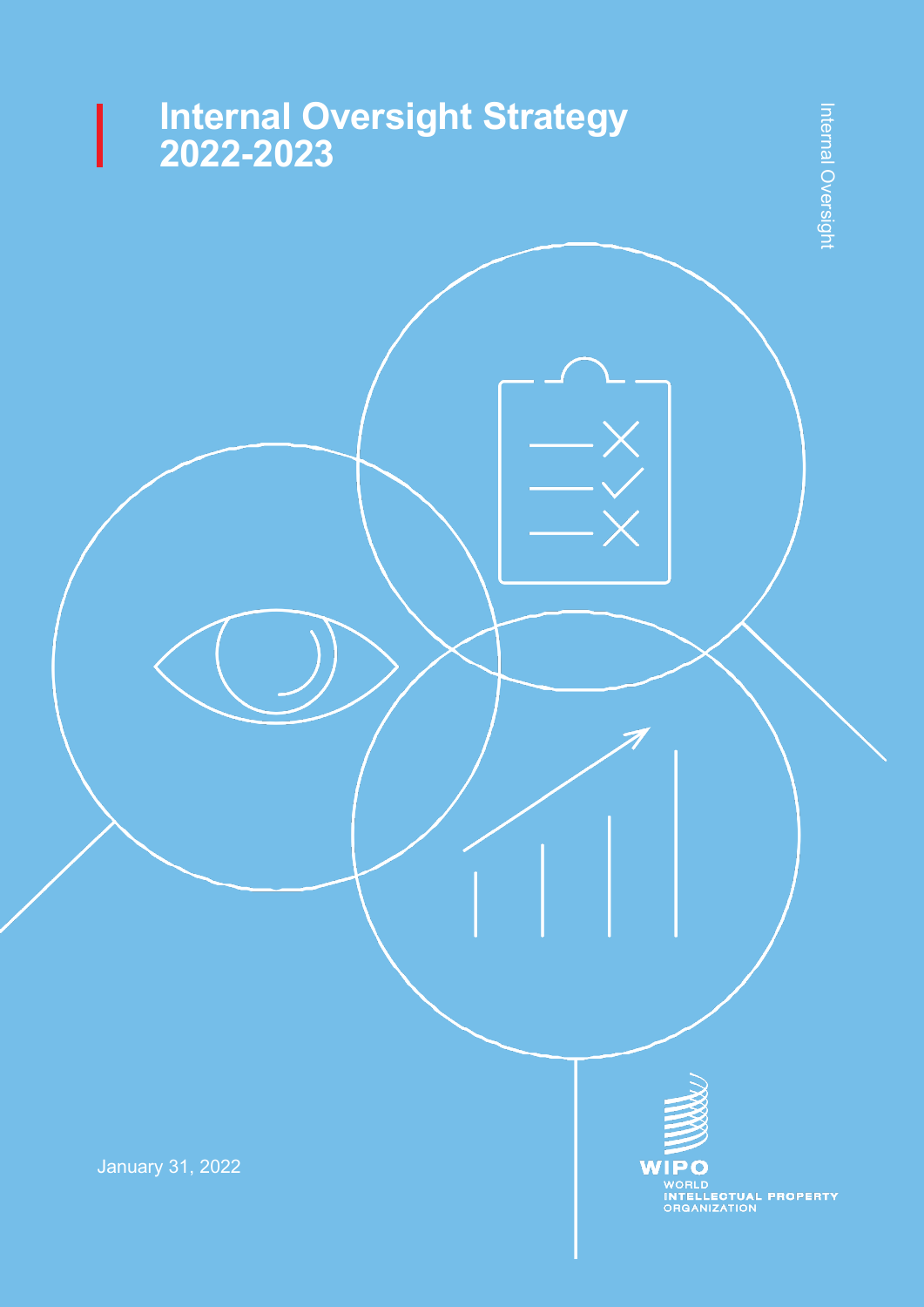# Internal Oversight Strategy 2022-2023

Internal Oversight

January 31, 2022

WIPO
WORLD
INTELLECTUAL PROPERTY
ORGANIZATION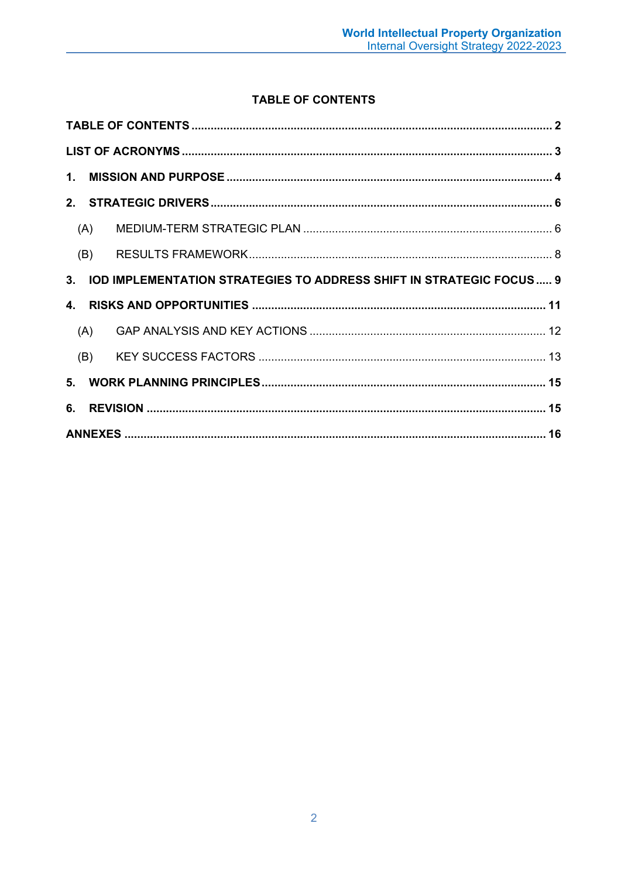**TABLE OF CONTENTS**

**TABLE OF CONTENTS** ........ **2**

**LIST OF ACRONYMS** ........ **3**

**1. MISSION AND PURPOSE** ........ **4**

**2. STRATEGIC DRIVERS** ........ **6**

- (A) MEDIUM-TERM STRATEGIC PLAN ........ 6
- (B) RESULTS FRAMEWORK ........ 8

**3. IOD IMPLEMENTATION STRATEGIES TO ADDRESS SHIFT IN STRATEGIC FOCUS** ........ **9**

**4. RISKS AND OPPORTUNITIES** ........ **11**

- (A) GAP ANALYSIS AND KEY ACTIONS ........ 12
- (B) KEY SUCCESS FACTORS ........ 13

**5. WORK PLANNING PRINCIPLES** ........ **15**

**6. REVISION** ........ **15**

**ANNEXES** ........ **16**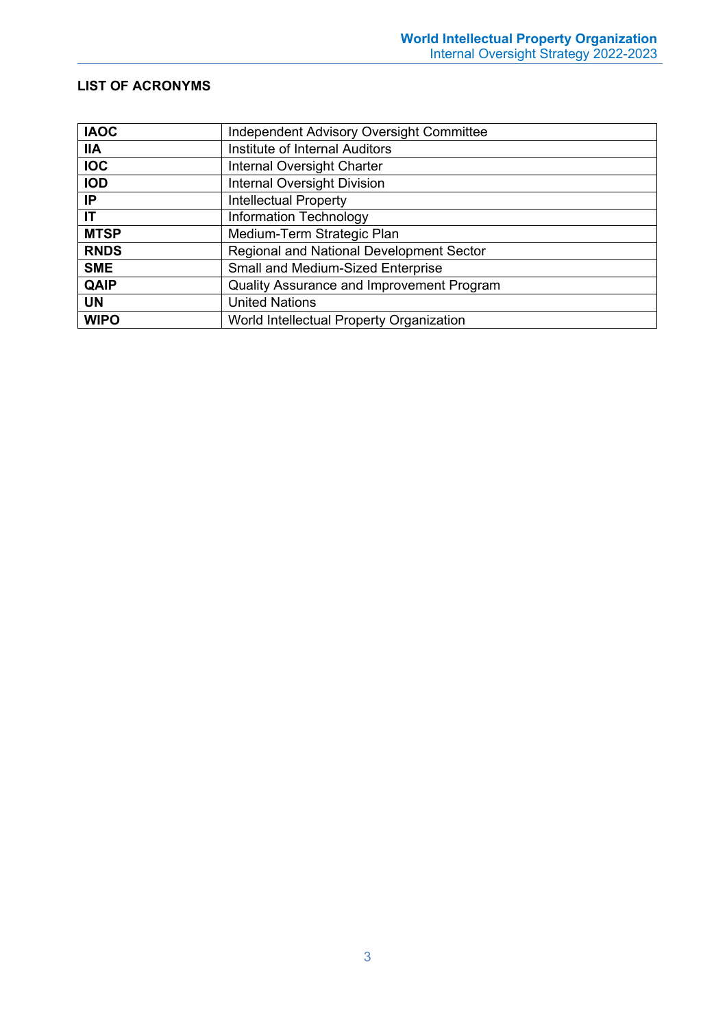## LIST OF ACRONYMS

| | |
|---|---|
| **IAOC** | Independent Advisory Oversight Committee |
| **IIA** | Institute of Internal Auditors |
| **IOC** | Internal Oversight Charter |
| **IOD** | Internal Oversight Division |
| **IP** | Intellectual Property |
| **IT** | Information Technology |
| **MTSP** | Medium-Term Strategic Plan |
| **RNDS** | Regional and National Development Sector |
| **SME** | Small and Medium-Sized Enterprise |
| **QAIP** | Quality Assurance and Improvement Program |
| **UN** | United Nations |
| **WIPO** | World Intellectual Property Organization |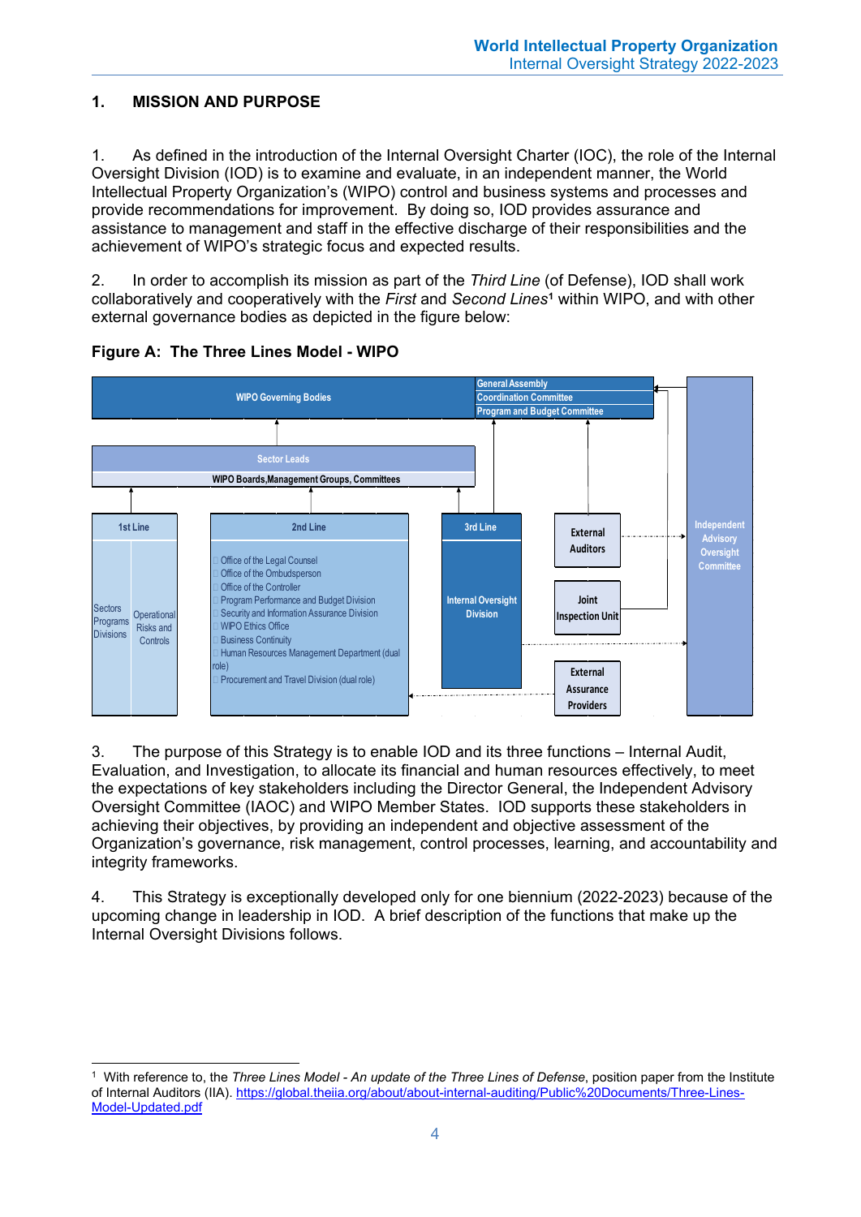# 1. MISSION AND PURPOSE

1. As defined in the introduction of the Internal Oversight Charter (IOC), the role of the Internal Oversight Division (IOD) is to examine and evaluate, in an independent manner, the World Intellectual Property Organization's (WIPO) control and business systems and processes and provide recommendations for improvement. By doing so, IOD provides assurance and assistance to management and staff in the effective discharge of their responsibilities and the achievement of WIPO's strategic focus and expected results.

2. In order to accomplish its mission as part of the *Third Line* (of Defense), IOD shall work collaboratively and cooperatively with the *First* and *Second Lines*[1] within WIPO, and with other external governance bodies as depicted in the figure below:

**Figure A: The Three Lines Model - WIPO**

WIPO Governing Bodies: General Assembly; Coordination Committee; Program and Budget Committee

Sector Leads

WIPO Boards, Management Groups, Committees

1st Line: Sectors Programs Divisions; Operational Risks and Controls

2nd Line:
- Office of the Legal Counsel
- Office of the Ombudsperson
- Office of the Controller
- Program Performance and Budget Division
- Security and Information Assurance Division
- WIPO Ethics Office
- Business Continuity
- Human Resources Management Department (dual role)
- Procurement and Travel Division (dual role)

3rd Line: Internal Oversight Division

External Auditors

Joint Inspection Unit

External Assurance Providers

Independent Advisory Oversight Committee

3. The purpose of this Strategy is to enable IOD and its three functions – Internal Audit, Evaluation, and Investigation, to allocate its financial and human resources effectively, to meet the expectations of key stakeholders including the Director General, the Independent Advisory Oversight Committee (IAOC) and WIPO Member States. IOD supports these stakeholders in achieving their objectives, by providing an independent and objective assessment of the Organization's governance, risk management, control processes, learning, and accountability and integrity frameworks.

4. This Strategy is exceptionally developed only for one biennium (2022-2023) because of the upcoming change in leadership in IOD. A brief description of the functions that make up the Internal Oversight Divisions follows.

---

[1] With reference to, the *Three Lines Model - An update of the Three Lines of Defense*, position paper from the Institute of Internal Auditors (IIA). https://global.theiia.org/about/about-internal-auditing/Public%20Documents/Three-Lines-Model-Updated.pdf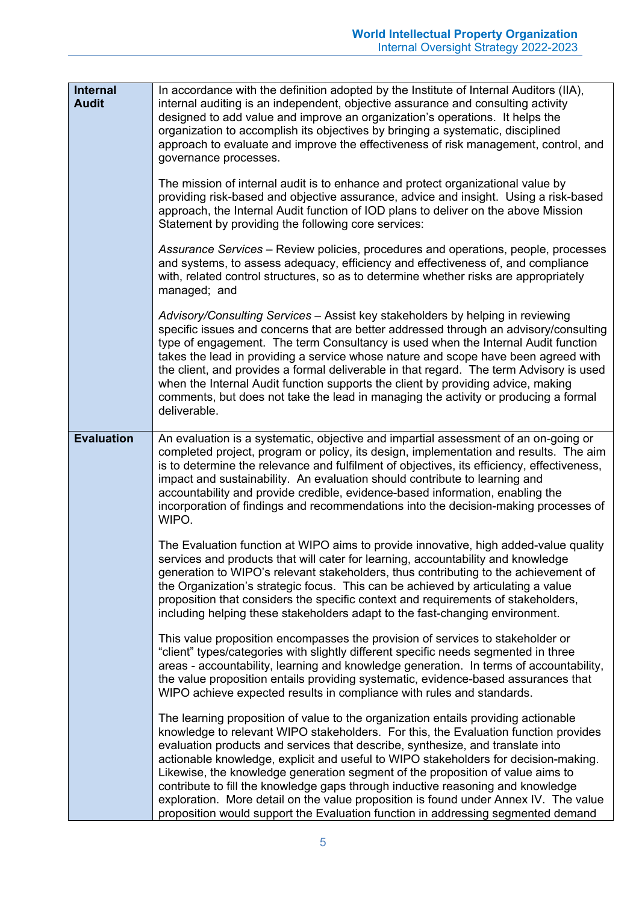| | |
|---|---|
| **Internal Audit** | In accordance with the definition adopted by the Institute of Internal Auditors (IIA), internal auditing is an independent, objective assurance and consulting activity designed to add value and improve an organization's operations. It helps the organization to accomplish its objectives by bringing a systematic, disciplined approach to evaluate and improve the effectiveness of risk management, control, and governance processes.<br><br>The mission of internal audit is to enhance and protect organizational value by providing risk-based and objective assurance, advice and insight. Using a risk-based approach, the Internal Audit function of IOD plans to deliver on the above Mission Statement by providing the following core services:<br><br>*Assurance Services* – Review policies, procedures and operations, people, processes and systems, to assess adequacy, efficiency and effectiveness of, and compliance with, related control structures, so as to determine whether risks are appropriately managed; and<br><br>*Advisory/Consulting Services* – Assist key stakeholders by helping in reviewing specific issues and concerns that are better addressed through an advisory/consulting type of engagement. The term Consultancy is used when the Internal Audit function takes the lead in providing a service whose nature and scope have been agreed with the client, and provides a formal deliverable in that regard. The term Advisory is used when the Internal Audit function supports the client by providing advice, making comments, but does not take the lead in managing the activity or producing a formal deliverable. |
| **Evaluation** | An evaluation is a systematic, objective and impartial assessment of an on-going or completed project, program or policy, its design, implementation and results. The aim is to determine the relevance and fulfilment of objectives, its efficiency, effectiveness, impact and sustainability. An evaluation should contribute to learning and accountability and provide credible, evidence-based information, enabling the incorporation of findings and recommendations into the decision-making processes of WIPO.<br><br>The Evaluation function at WIPO aims to provide innovative, high added-value quality services and products that will cater for learning, accountability and knowledge generation to WIPO's relevant stakeholders, thus contributing to the achievement of the Organization's strategic focus. This can be achieved by articulating a value proposition that considers the specific context and requirements of stakeholders, including helping these stakeholders adapt to the fast-changing environment.<br><br>This value proposition encompasses the provision of services to stakeholder or "client" types/categories with slightly different specific needs segmented in three areas - accountability, learning and knowledge generation. In terms of accountability, the value proposition entails providing systematic, evidence-based assurances that WIPO achieve expected results in compliance with rules and standards.<br><br>The learning proposition of value to the organization entails providing actionable knowledge to relevant WIPO stakeholders. For this, the Evaluation function provides evaluation products and services that describe, synthesize, and translate into actionable knowledge, explicit and useful to WIPO stakeholders for decision-making. Likewise, the knowledge generation segment of the proposition of value aims to contribute to fill the knowledge gaps through inductive reasoning and knowledge exploration. More detail on the value proposition is found under Annex IV. The value proposition would support the Evaluation function in addressing segmented demand |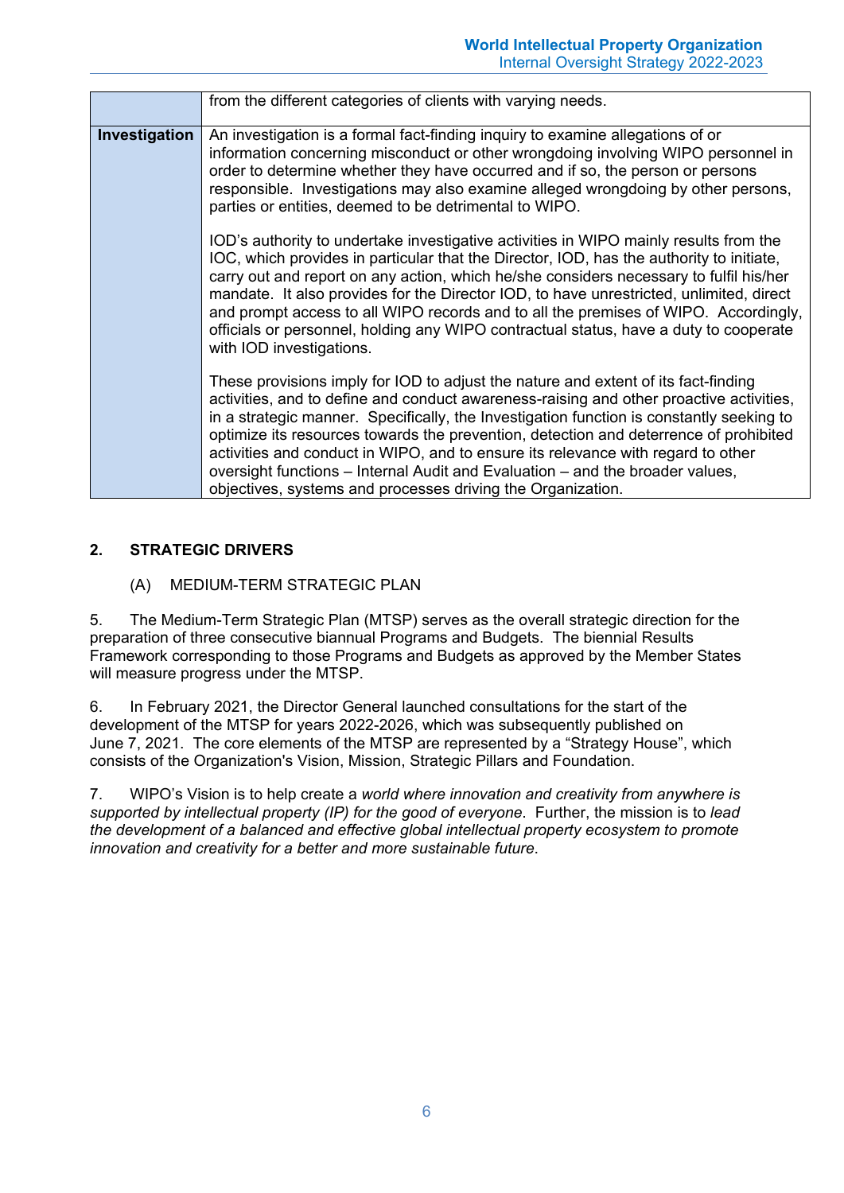| | |
|---|---|
| | from the different categories of clients with varying needs. |
| **Investigation** | An investigation is a formal fact-finding inquiry to examine allegations of or information concerning misconduct or other wrongdoing involving WIPO personnel in order to determine whether they have occurred and if so, the person or persons responsible. Investigations may also examine alleged wrongdoing by other persons, parties or entities, deemed to be detrimental to WIPO.<br><br>IOD's authority to undertake investigative activities in WIPO mainly results from the IOC, which provides in particular that the Director, IOD, has the authority to initiate, carry out and report on any action, which he/she considers necessary to fulfil his/her mandate. It also provides for the Director IOD, to have unrestricted, unlimited, direct and prompt access to all WIPO records and to all the premises of WIPO. Accordingly, officials or personnel, holding any WIPO contractual status, have a duty to cooperate with IOD investigations.<br><br>These provisions imply for IOD to adjust the nature and extent of its fact-finding activities, and to define and conduct awareness-raising and other proactive activities, in a strategic manner. Specifically, the Investigation function is constantly seeking to optimize its resources towards the prevention, detection and deterrence of prohibited activities and conduct in WIPO, and to ensure its relevance with regard to other oversight functions – Internal Audit and Evaluation – and the broader values, objectives, systems and processes driving the Organization. |

## 2. STRATEGIC DRIVERS

### (A) MEDIUM-TERM STRATEGIC PLAN

5. The Medium-Term Strategic Plan (MTSP) serves as the overall strategic direction for the preparation of three consecutive biannual Programs and Budgets. The biennial Results Framework corresponding to those Programs and Budgets as approved by the Member States will measure progress under the MTSP.

6. In February 2021, the Director General launched consultations for the start of the development of the MTSP for years 2022-2026, which was subsequently published on June 7, 2021. The core elements of the MTSP are represented by a "Strategy House", which consists of the Organization's Vision, Mission, Strategic Pillars and Foundation.

7. WIPO's Vision is to help create a *world where innovation and creativity from anywhere is supported by intellectual property (IP) for the good of everyone*. Further, the mission is to *lead the development of a balanced and effective global intellectual property ecosystem to promote innovation and creativity for a better and more sustainable future*.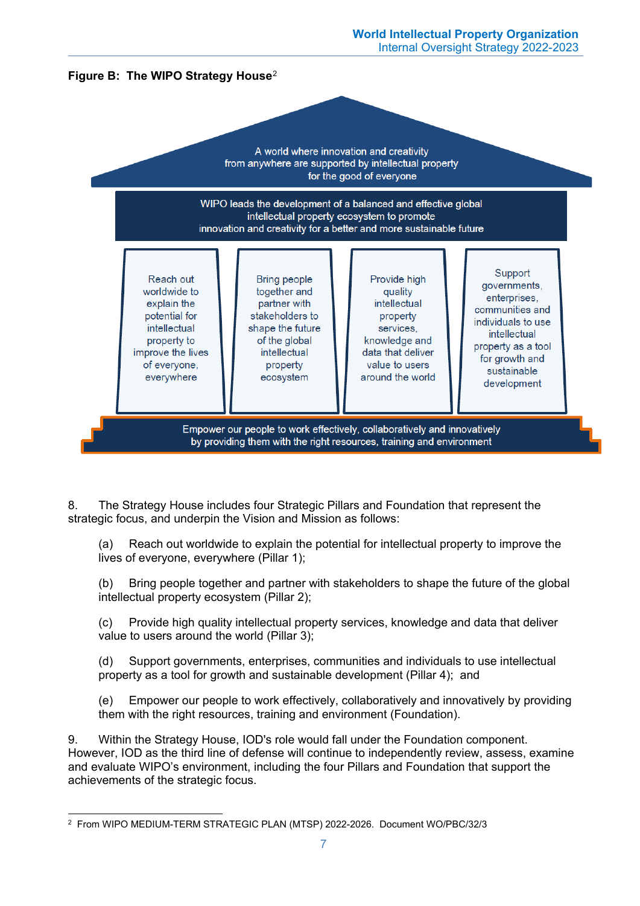**Figure B: The WIPO Strategy House**[2]

A world where innovation and creativity from anywhere are supported by intellectual property for the good of everyone

WIPO leads the development of a balanced and effective global intellectual property ecosystem to promote innovation and creativity for a better and more sustainable future

| Reach out worldwide to explain the potential for intellectual property to improve the lives of everyone, everywhere | Bring people together and partner with stakeholders to shape the future of the global intellectual property ecosystem | Provide high quality intellectual property services, knowledge and data that deliver value to users around the world | Support governments, enterprises, communities and individuals to use intellectual property as a tool for growth and sustainable development |
| --- | --- | --- | --- |

Empower our people to work effectively, collaboratively and innovatively by providing them with the right resources, training and environment

8. The Strategy House includes four Strategic Pillars and Foundation that represent the strategic focus, and underpin the Vision and Mission as follows:

(a) Reach out worldwide to explain the potential for intellectual property to improve the lives of everyone, everywhere (Pillar 1);

(b) Bring people together and partner with stakeholders to shape the future of the global intellectual property ecosystem (Pillar 2);

(c) Provide high quality intellectual property services, knowledge and data that deliver value to users around the world (Pillar 3);

(d) Support governments, enterprises, communities and individuals to use intellectual property as a tool for growth and sustainable development (Pillar 4); and

(e) Empower our people to work effectively, collaboratively and innovatively by providing them with the right resources, training and environment (Foundation).

9. Within the Strategy House, IOD's role would fall under the Foundation component. However, IOD as the third line of defense will continue to independently review, assess, examine and evaluate WIPO's environment, including the four Pillars and Foundation that support the achievements of the strategic focus.

---

[2] From WIPO MEDIUM-TERM STRATEGIC PLAN (MTSP) 2022-2026. Document WO/PBC/32/3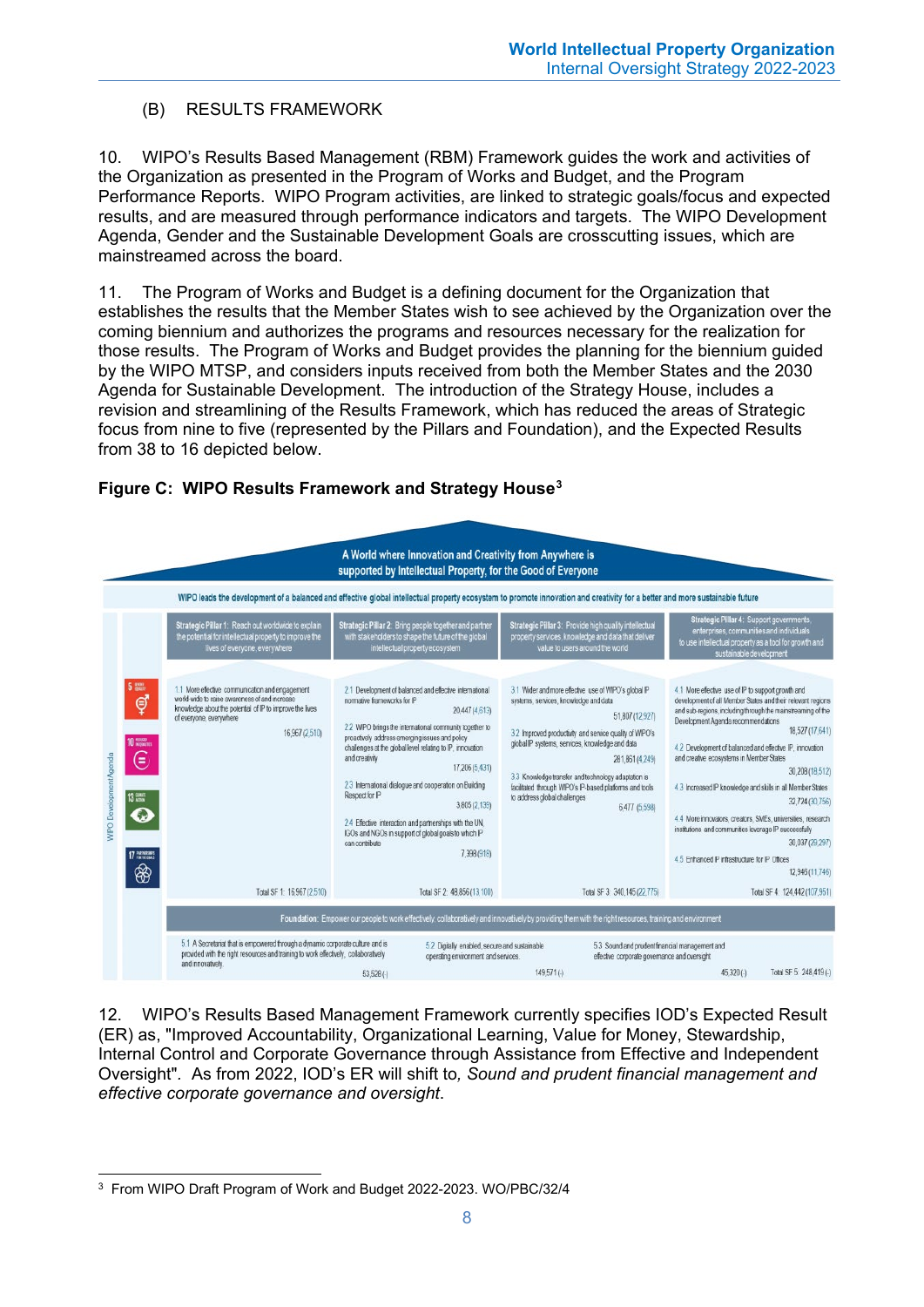## (B) RESULTS FRAMEWORK

10. WIPO's Results Based Management (RBM) Framework guides the work and activities of the Organization as presented in the Program of Works and Budget, and the Program Performance Reports. WIPO Program activities, are linked to strategic goals/focus and expected results, and are measured through performance indicators and targets. The WIPO Development Agenda, Gender and the Sustainable Development Goals are crosscutting issues, which are mainstreamed across the board.

11. The Program of Works and Budget is a defining document for the Organization that establishes the results that the Member States wish to see achieved by the Organization over the coming biennium and authorizes the programs and resources necessary for the realization for those results. The Program of Works and Budget provides the planning for the biennium guided by the WIPO MTSP, and considers inputs received from both the Member States and the 2030 Agenda for Sustainable Development. The introduction of the Strategy House, includes a revision and streamlining of the Results Framework, which has reduced the areas of Strategic focus from nine to five (represented by the Pillars and Foundation), and the Expected Results from 38 to 16 depicted below.

**Figure C: WIPO Results Framework and Strategy House**[3]

A World where Innovation and Creativity from Anywhere is supported by Intellectual Property, for the Good of Everyone

WIPO leads the development of a balanced and effective global intellectual property ecosystem to promote innovation and creativity for a better and more sustainable future

| Strategic Pillar 1: Reach out worldwide to explain the potential for intellectual property to improve the lives of everyone, everywhere | Strategic Pillar 2: Bring people together and partner with stakeholders to shape the future of the global intellectual property ecosystem | Strategic Pillar 3: Provide high quality intellectual property services, knowledge and data that deliver value to users around the world | Strategic Pillar 4: Support governments, enterprises, communities and individuals to use intellectual property as a tool for growth and sustainable development |
|---|---|---|---|
| 1.1 More effective communication and engagement world-wide to raise awareness of and increase knowledge about the potential of IP to improve the lives of everyone, everywhere 16,967 (2,510) | 2.1 Development of balanced and effective international normative frameworks for IP 20,447 (4,613) | 3.1 Wider and more effective use of WIPO's global IP systems, services, knowledge and data 51,807 (12,927) | 4.1 More effective use of IP to support growth and development of all Member States and their relevant regions and sub-regions, including through the mainstreaming of the Development Agenda recommendations 18,527 (17,641) |
| | 2.2 WIPO brings the international community together to proactively address emerging issues and policy challenges at the global level relating to IP, innovation and creativity 17,206 (5,431) | 3.2 Improved productivity and service quality of WIPO's global IP systems, services, knowledge and data 281,861 (4,249) | 4.2 Development of balanced and effective IP, innovation and creative ecosystems in Member States 30,208 (18,512) |
| | 2.3 International dialogue and cooperation on Building Respect for IP 3,805 (2,135) | 3.3 Knowledge transfer and technology adaptation is facilitated through WIPO's IP-based platforms and tools to address global challenges 6,477 (5,598) | 4.3 Increased IP knowledge and skills in all Member States 32,724 (30,756) |
| | 2.4 Effective interaction and partnerships with the UN, IGOs and NGOs in support of global goals to which IP can contribute 7,398 (918) | | 4.4 More innovators, creators, SMEs, universities, research institutions and communities leverage IP successfully 30,037 (29,297) |
| | | | 4.5 Enhanced IP infrastructure for IP Offices 12,946 (11,746) |
| Total SF 1: 16,967 (2,510) | Total SF 2: 48,856 (13,100) | Total SF 3: 340,145 (22,775) | Total SF 4: 124,442 (107,951) |

Foundation: Empower our people to work effectively, collaboratively and innovatively by providing them with the right resources, training and environment

| 5.1 A Secretariat that is empowered through a dynamic corporate culture and is provided with the right resources and training to work effectively, collaboratively and innovatively 53,528 (-) | 5.2 Digitally enabled, secure and sustainable operating environment and services 149,571 (-) | 5.3 Sound and prudent financial management and effective corporate governance and oversight 45,320 (-) | Total SF 5: 248,419 (-) |
|---|---|---|---|

WIPO Development Agenda

12. WIPO's Results Based Management Framework currently specifies IOD's Expected Result (ER) as, "Improved Accountability, Organizational Learning, Value for Money, Stewardship, Internal Control and Corporate Governance through Assistance from Effective and Independent Oversight". As from 2022, IOD's ER will shift to, *Sound and prudent financial management and effective corporate governance and oversight*.

---

[3] From WIPO Draft Program of Work and Budget 2022-2023. WO/PBC/32/4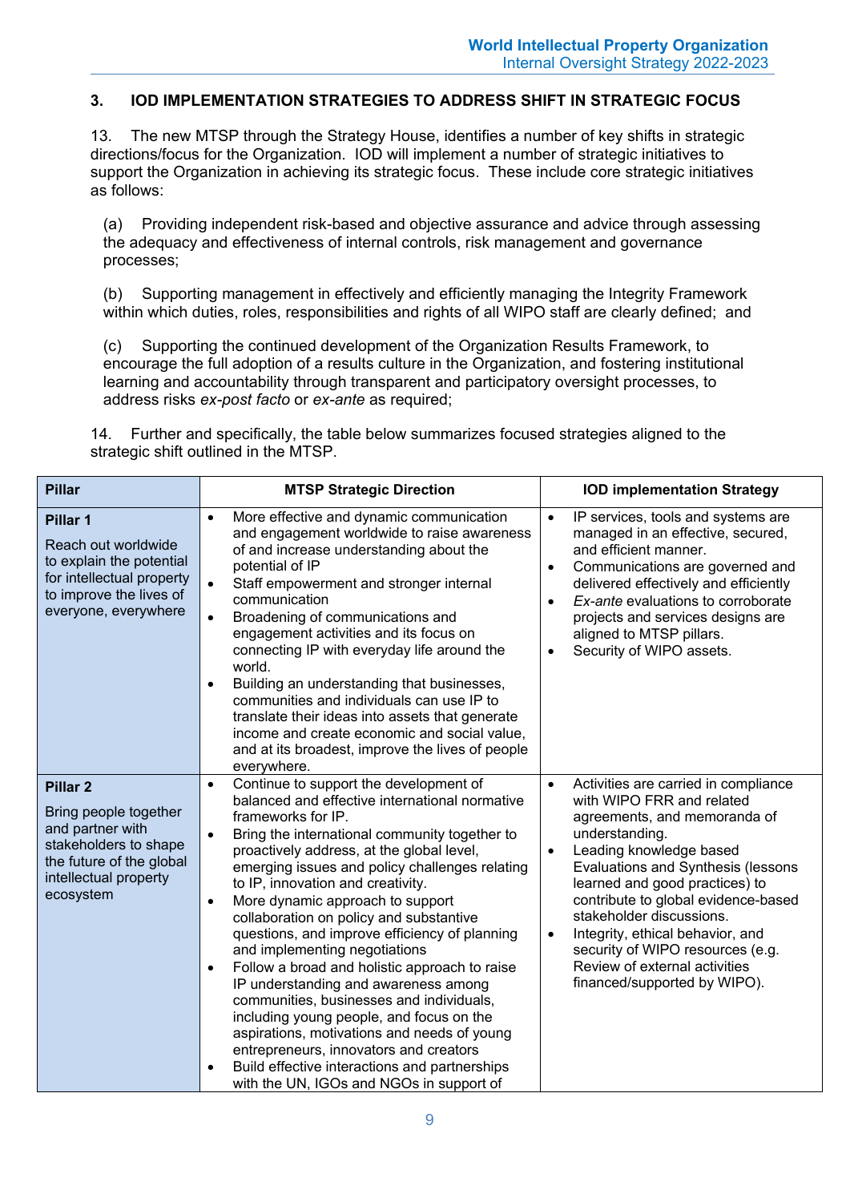## 3. IOD IMPLEMENTATION STRATEGIES TO ADDRESS SHIFT IN STRATEGIC FOCUS

13. The new MTSP through the Strategy House, identifies a number of key shifts in strategic directions/focus for the Organization. IOD will implement a number of strategic initiatives to support the Organization in achieving its strategic focus. These include core strategic initiatives as follows:

(a) Providing independent risk-based and objective assurance and advice through assessing the adequacy and effectiveness of internal controls, risk management and governance processes;

(b) Supporting management in effectively and efficiently managing the Integrity Framework within which duties, roles, responsibilities and rights of all WIPO staff are clearly defined; and

(c) Supporting the continued development of the Organization Results Framework, to encourage the full adoption of a results culture in the Organization, and fostering institutional learning and accountability through transparent and participatory oversight processes, to address risks *ex-post facto* or *ex-ante* as required;

14. Further and specifically, the table below summarizes focused strategies aligned to the strategic shift outlined in the MTSP.

| Pillar | MTSP Strategic Direction | IOD implementation Strategy |
|---|---|---|
| **Pillar 1**<br><br>Reach out worldwide to explain the potential for intellectual property to improve the lives of everyone, everywhere | • More effective and dynamic communication and engagement worldwide to raise awareness of and increase understanding about the potential of IP<br>• Staff empowerment and stronger internal communication<br>• Broadening of communications and engagement activities and its focus on connecting IP with everyday life around the world.<br>• Building an understanding that businesses, communities and individuals can use IP to translate their ideas into assets that generate income and create economic and social value, and at its broadest, improve the lives of people everywhere. | • IP services, tools and systems are managed in an effective, secured, and efficient manner.<br>• Communications are governed and delivered effectively and efficiently<br>• *Ex-ante* evaluations to corroborate projects and services designs are aligned to MTSP pillars.<br>• Security of WIPO assets. |
| **Pillar 2**<br><br>Bring people together and partner with stakeholders to shape the future of the global intellectual property ecosystem | • Continue to support the development of balanced and effective international normative frameworks for IP.<br>• Bring the international community together to proactively address, at the global level, emerging issues and policy challenges relating to IP, innovation and creativity.<br>• More dynamic approach to support collaboration on policy and substantive questions, and improve efficiency of planning and implementing negotiations<br>• Follow a broad and holistic approach to raise IP understanding and awareness among communities, businesses and individuals, including young people, and focus on the aspirations, motivations and needs of young entrepreneurs, innovators and creators<br>• Build effective interactions and partnerships with the UN, IGOs and NGOs in support of | • Activities are carried in compliance with WIPO FRR and related agreements, and memoranda of understanding.<br>• Leading knowledge based Evaluations and Synthesis (lessons learned and good practices) to contribute to global evidence-based stakeholder discussions.<br>• Integrity, ethical behavior, and security of WIPO resources (e.g. Review of external activities financed/supported by WIPO). |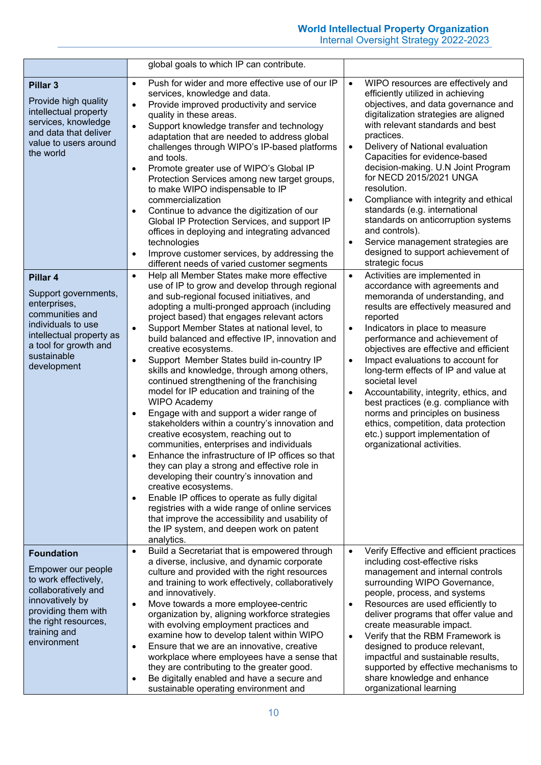| | | |
|---|---|---|
| | global goals to which IP can contribute. | |
| **Pillar 3**<br><br>Provide high quality intellectual property services, knowledge and data that deliver value to users around the world | • Push for wider and more effective use of our IP services, knowledge and data.<br>• Provide improved productivity and service quality in these areas.<br>• Support knowledge transfer and technology adaptation that are needed to address global challenges through WIPO's IP-based platforms and tools.<br>• Promote greater use of WIPO's Global IP Protection Services among new target groups, to make WIPO indispensable to IP commercialization<br>• Continue to advance the digitization of our Global IP Protection Services, and support IP offices in deploying and integrating advanced technologies<br>• Improve customer services, by addressing the different needs of varied customer segments | • WIPO resources are effectively and efficiently utilized in achieving objectives, and data governance and digitalization strategies are aligned with relevant standards and best practices.<br>• Delivery of National evaluation Capacities for evidence-based decision-making. U.N Joint Program for NECD 2015/2021 UNGA resolution.<br>• Compliance with integrity and ethical standards (e.g. international standards on anticorruption systems and controls).<br>• Service management strategies are designed to support achievement of strategic focus |
| **Pillar 4**<br><br>Support governments, enterprises, communities and individuals to use intellectual property as a tool for growth and sustainable development | • Help all Member States make more effective use of IP to grow and develop through regional and sub-regional focused initiatives, and adopting a multi-pronged approach (including project based) that engages relevant actors<br>• Support Member States at national level, to build balanced and effective IP, innovation and creative ecosystems.<br>• Support Member States build in-country IP skills and knowledge, through among others, continued strengthening of the franchising model for IP education and training of the WIPO Academy<br>• Engage with and support a wider range of stakeholders within a country's innovation and creative ecosystem, reaching out to communities, enterprises and individuals<br>• Enhance the infrastructure of IP offices so that they can play a strong and effective role in developing their country's innovation and creative ecosystems.<br>• Enable IP offices to operate as fully digital registries with a wide range of online services that improve the accessibility and usability of the IP system, and deepen work on patent analytics. | • Activities are implemented in accordance with agreements and memoranda of understanding, and results are effectively measured and reported<br>• Indicators in place to measure performance and achievement of objectives are effective and efficient<br>• Impact evaluations to account for long-term effects of IP and value at societal level<br>• Accountability, integrity, ethics, and best practices (e.g. compliance with norms and principles on business ethics, competition, data protection etc.) support implementation of organizational activities. |
| **Foundation**<br><br>Empower our people to work effectively, collaboratively and innovatively by providing them with the right resources, training and environment | • Build a Secretariat that is empowered through a diverse, inclusive, and dynamic corporate culture and provided with the right resources and training to work effectively, collaboratively and innovatively.<br>• Move towards a more employee-centric organization by, aligning workforce strategies with evolving employment practices and examine how to develop talent within WIPO<br>• Ensure that we are an innovative, creative workplace where employees have a sense that they are contributing to the greater good.<br>• Be digitally enabled and have a secure and sustainable operating environment and | • Verify Effective and efficient practices including cost-effective risks management and internal controls surrounding WIPO Governance, people, process, and systems<br>• Resources are used efficiently to deliver programs that offer value and create measurable impact.<br>• Verify that the RBM Framework is designed to produce relevant, impactful and sustainable results, supported by effective mechanisms to share knowledge and enhance organizational learning |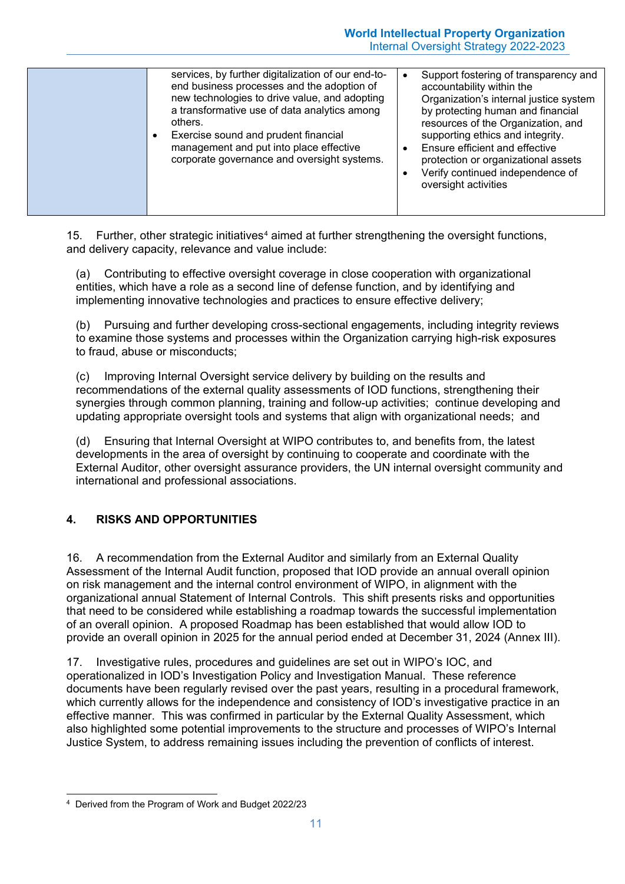|  | services, by further digitalization of our end-to-end business processes and the adoption of new technologies to drive value, and adopting a transformative use of data analytics among others.<br>• Exercise sound and prudent financial management and put into place effective corporate governance and oversight systems. | • Support fostering of transparency and accountability within the Organization's internal justice system by protecting human and financial resources of the Organization, and supporting ethics and integrity.<br>• Ensure efficient and effective protection or organizational assets<br>• Verify continued independence of oversight activities |
|---|---|---|

15. Further, other strategic initiatives[4] aimed at further strengthening the oversight functions, and delivery capacity, relevance and value include:

(a) Contributing to effective oversight coverage in close cooperation with organizational entities, which have a role as a second line of defense function, and by identifying and implementing innovative technologies and practices to ensure effective delivery;

(b) Pursuing and further developing cross-sectional engagements, including integrity reviews to examine those systems and processes within the Organization carrying high-risk exposures to fraud, abuse or misconducts;

(c) Improving Internal Oversight service delivery by building on the results and recommendations of the external quality assessments of IOD functions, strengthening their synergies through common planning, training and follow-up activities; continue developing and updating appropriate oversight tools and systems that align with organizational needs; and

(d) Ensuring that Internal Oversight at WIPO contributes to, and benefits from, the latest developments in the area of oversight by continuing to cooperate and coordinate with the External Auditor, other oversight assurance providers, the UN internal oversight community and international and professional associations.

## 4. RISKS AND OPPORTUNITIES

16. A recommendation from the External Auditor and similarly from an External Quality Assessment of the Internal Audit function, proposed that IOD provide an annual overall opinion on risk management and the internal control environment of WIPO, in alignment with the organizational annual Statement of Internal Controls. This shift presents risks and opportunities that need to be considered while establishing a roadmap towards the successful implementation of an overall opinion. A proposed Roadmap has been established that would allow IOD to provide an overall opinion in 2025 for the annual period ended at December 31, 2024 (Annex III).

17. Investigative rules, procedures and guidelines are set out in WIPO's IOC, and operationalized in IOD's Investigation Policy and Investigation Manual. These reference documents have been regularly revised over the past years, resulting in a procedural framework, which currently allows for the independence and consistency of IOD's investigative practice in an effective manner. This was confirmed in particular by the External Quality Assessment, which also highlighted some potential improvements to the structure and processes of WIPO's Internal Justice System, to address remaining issues including the prevention of conflicts of interest.

---

[4] Derived from the Program of Work and Budget 2022/23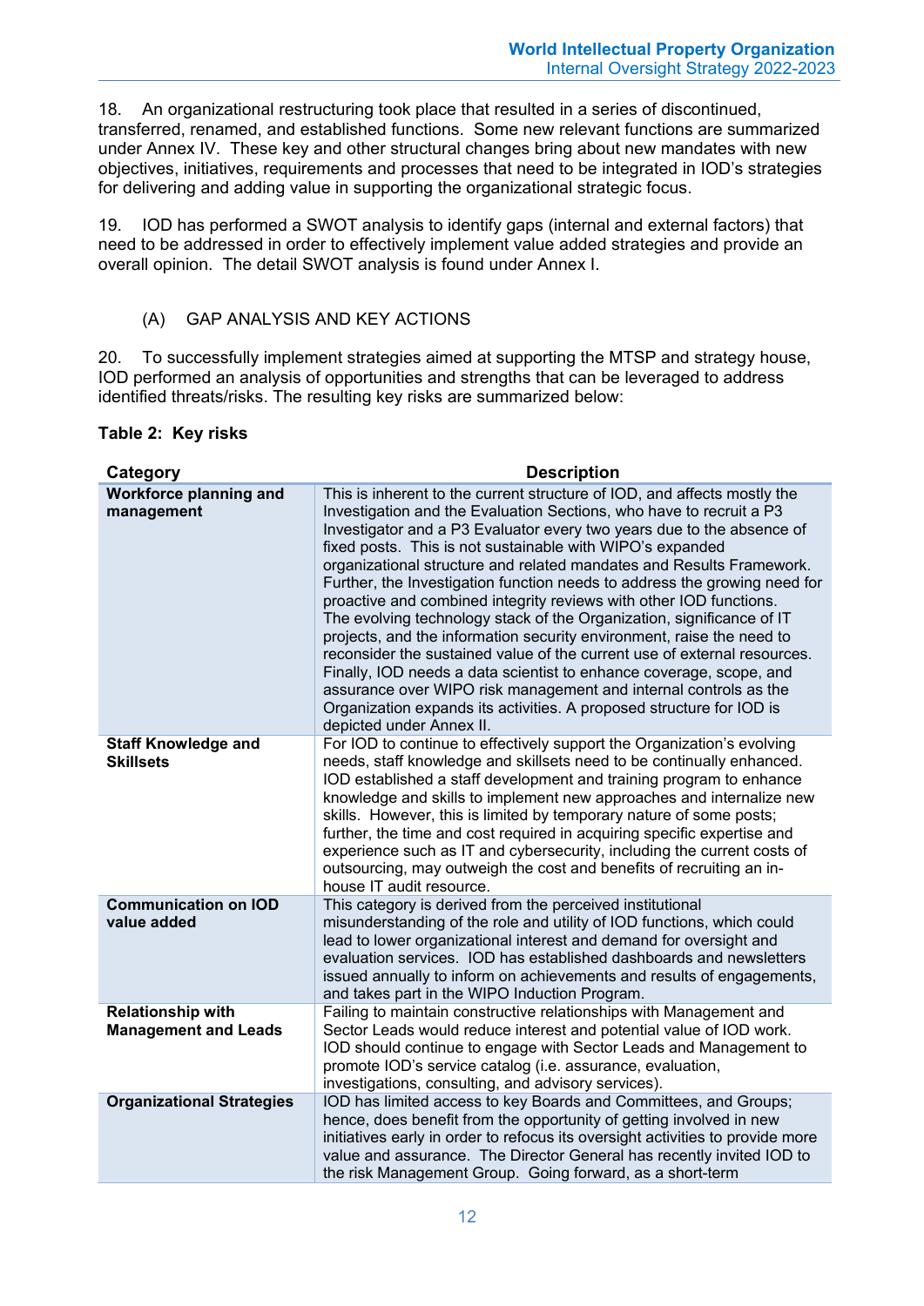18. An organizational restructuring took place that resulted in a series of discontinued, transferred, renamed, and established functions. Some new relevant functions are summarized under Annex IV. These key and other structural changes bring about new mandates with new objectives, initiatives, requirements and processes that need to be integrated in IOD's strategies for delivering and adding value in supporting the organizational strategic focus.

19. IOD has performed a SWOT analysis to identify gaps (internal and external factors) that need to be addressed in order to effectively implement value added strategies and provide an overall opinion. The detail SWOT analysis is found under Annex I.

## (A) GAP ANALYSIS AND KEY ACTIONS

20. To successfully implement strategies aimed at supporting the MTSP and strategy house, IOD performed an analysis of opportunities and strengths that can be leveraged to address identified threats/risks. The resulting key risks are summarized below:

**Table 2: Key risks**

| Category | Description |
|---|---|
| **Workforce planning and management** | This is inherent to the current structure of IOD, and affects mostly the Investigation and the Evaluation Sections, who have to recruit a P3 Investigator and a P3 Evaluator every two years due to the absence of fixed posts. This is not sustainable with WIPO's expanded organizational structure and related mandates and Results Framework. Further, the Investigation function needs to address the growing need for proactive and combined integrity reviews with other IOD functions. The evolving technology stack of the Organization, significance of IT projects, and the information security environment, raise the need to reconsider the sustained value of the current use of external resources. Finally, IOD needs a data scientist to enhance coverage, scope, and assurance over WIPO risk management and internal controls as the Organization expands its activities. A proposed structure for IOD is depicted under Annex II. |
| **Staff Knowledge and Skillsets** | For IOD to continue to effectively support the Organization's evolving needs, staff knowledge and skillsets need to be continually enhanced. IOD established a staff development and training program to enhance knowledge and skills to implement new approaches and internalize new skills. However, this is limited by temporary nature of some posts; further, the time and cost required in acquiring specific expertise and experience such as IT and cybersecurity, including the current costs of outsourcing, may outweigh the cost and benefits of recruiting an in-house IT audit resource. |
| **Communication on IOD value added** | This category is derived from the perceived institutional misunderstanding of the role and utility of IOD functions, which could lead to lower organizational interest and demand for oversight and evaluation services. IOD has established dashboards and newsletters issued annually to inform on achievements and results of engagements, and takes part in the WIPO Induction Program. |
| **Relationship with Management and Leads** | Failing to maintain constructive relationships with Management and Sector Leads would reduce interest and potential value of IOD work. IOD should continue to engage with Sector Leads and Management to promote IOD's service catalog (i.e. assurance, evaluation, investigations, consulting, and advisory services). |
| **Organizational Strategies** | IOD has limited access to key Boards and Committees, and Groups; hence, does benefit from the opportunity of getting involved in new initiatives early in order to refocus its oversight activities to provide more value and assurance. The Director General has recently invited IOD to the risk Management Group. Going forward, as a short-term |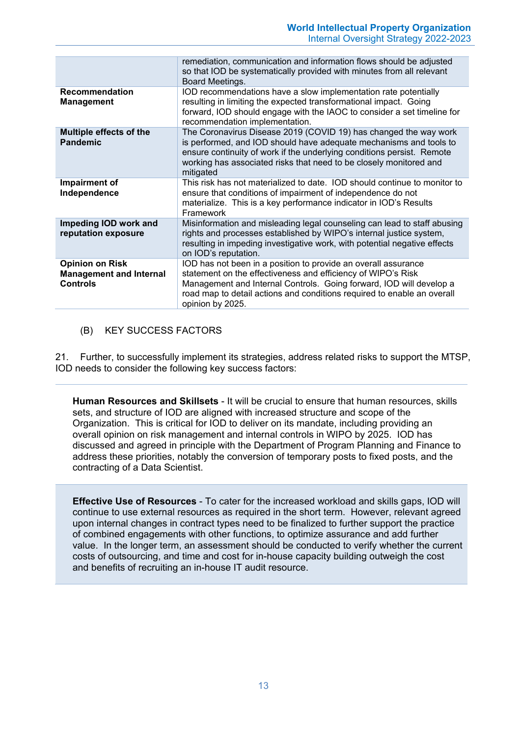| | |
|---|---|
| | remediation, communication and information flows should be adjusted so that IOD be systematically provided with minutes from all relevant Board Meetings. |
| **Recommendation Management** | IOD recommendations have a slow implementation rate potentially resulting in limiting the expected transformational impact. Going forward, IOD should engage with the IAOC to consider a set timeline for recommendation implementation. |
| **Multiple effects of the Pandemic** | The Coronavirus Disease 2019 (COVID 19) has changed the way work is performed, and IOD should have adequate mechanisms and tools to ensure continuity of work if the underlying conditions persist. Remote working has associated risks that need to be closely monitored and mitigated |
| **Impairment of Independence** | This risk has not materialized to date. IOD should continue to monitor to ensure that conditions of impairment of independence do not materialize. This is a key performance indicator in IOD's Results Framework |
| **Impeding IOD work and reputation exposure** | Misinformation and misleading legal counseling can lead to staff abusing rights and processes established by WIPO's internal justice system, resulting in impeding investigative work, with potential negative effects on IOD's reputation. |
| **Opinion on Risk Management and Internal Controls** | IOD has not been in a position to provide an overall assurance statement on the effectiveness and efficiency of WIPO's Risk Management and Internal Controls. Going forward, IOD will develop a road map to detail actions and conditions required to enable an overall opinion by 2025. |

(B) KEY SUCCESS FACTORS

21. Further, to successfully implement its strategies, address related risks to support the MTSP, IOD needs to consider the following key success factors:

**Human Resources and Skillsets** - It will be crucial to ensure that human resources, skills sets, and structure of IOD are aligned with increased structure and scope of the Organization. This is critical for IOD to deliver on its mandate, including providing an overall opinion on risk management and internal controls in WIPO by 2025. IOD has discussed and agreed in principle with the Department of Program Planning and Finance to address these priorities, notably the conversion of temporary posts to fixed posts, and the contracting of a Data Scientist.

**Effective Use of Resources** - To cater for the increased workload and skills gaps, IOD will continue to use external resources as required in the short term. However, relevant agreed upon internal changes in contract types need to be finalized to further support the practice of combined engagements with other functions, to optimize assurance and add further value. In the longer term, an assessment should be conducted to verify whether the current costs of outsourcing, and time and cost for in-house capacity building outweigh the cost and benefits of recruiting an in-house IT audit resource.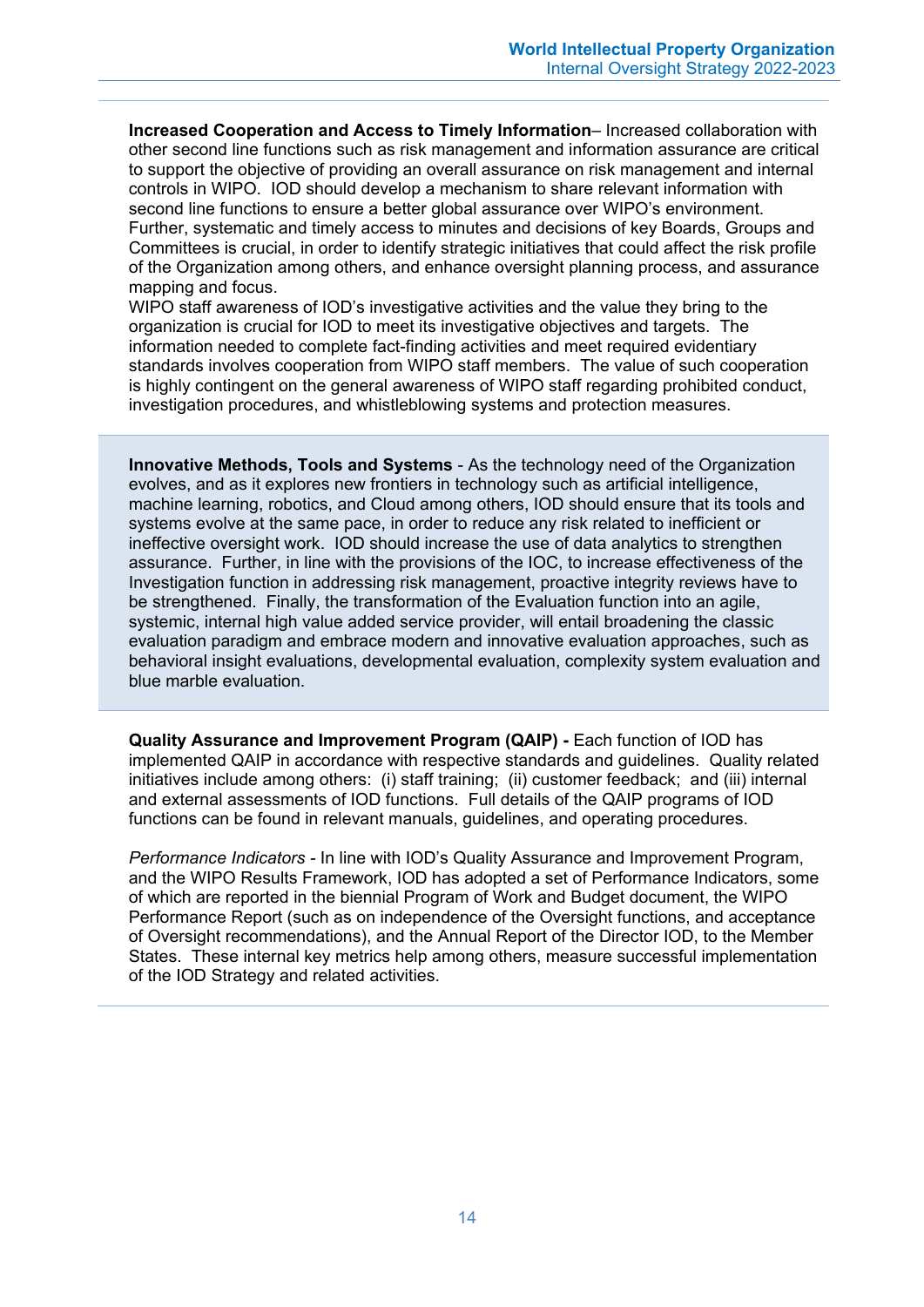**Increased Cooperation and Access to Timely Information**– Increased collaboration with other second line functions such as risk management and information assurance are critical to support the objective of providing an overall assurance on risk management and internal controls in WIPO. IOD should develop a mechanism to share relevant information with second line functions to ensure a better global assurance over WIPO's environment. Further, systematic and timely access to minutes and decisions of key Boards, Groups and Committees is crucial, in order to identify strategic initiatives that could affect the risk profile of the Organization among others, and enhance oversight planning process, and assurance mapping and focus.
WIPO staff awareness of IOD's investigative activities and the value they bring to the organization is crucial for IOD to meet its investigative objectives and targets. The information needed to complete fact-finding activities and meet required evidentiary standards involves cooperation from WIPO staff members. The value of such cooperation is highly contingent on the general awareness of WIPO staff regarding prohibited conduct, investigation procedures, and whistleblowing systems and protection measures.

**Innovative Methods, Tools and Systems** - As the technology need of the Organization evolves, and as it explores new frontiers in technology such as artificial intelligence, machine learning, robotics, and Cloud among others, IOD should ensure that its tools and systems evolve at the same pace, in order to reduce any risk related to inefficient or ineffective oversight work. IOD should increase the use of data analytics to strengthen assurance. Further, in line with the provisions of the IOC, to increase effectiveness of the Investigation function in addressing risk management, proactive integrity reviews have to be strengthened. Finally, the transformation of the Evaluation function into an agile, systemic, internal high value added service provider, will entail broadening the classic evaluation paradigm and embrace modern and innovative evaluation approaches, such as behavioral insight evaluations, developmental evaluation, complexity system evaluation and blue marble evaluation.

**Quality Assurance and Improvement Program (QAIP) -** Each function of IOD has implemented QAIP in accordance with respective standards and guidelines. Quality related initiatives include among others: (i) staff training; (ii) customer feedback; and (iii) internal and external assessments of IOD functions. Full details of the QAIP programs of IOD functions can be found in relevant manuals, guidelines, and operating procedures.

*Performance Indicators* - In line with IOD's Quality Assurance and Improvement Program, and the WIPO Results Framework, IOD has adopted a set of Performance Indicators, some of which are reported in the biennial Program of Work and Budget document, the WIPO Performance Report (such as on independence of the Oversight functions, and acceptance of Oversight recommendations), and the Annual Report of the Director IOD, to the Member States. These internal key metrics help among others, measure successful implementation of the IOD Strategy and related activities.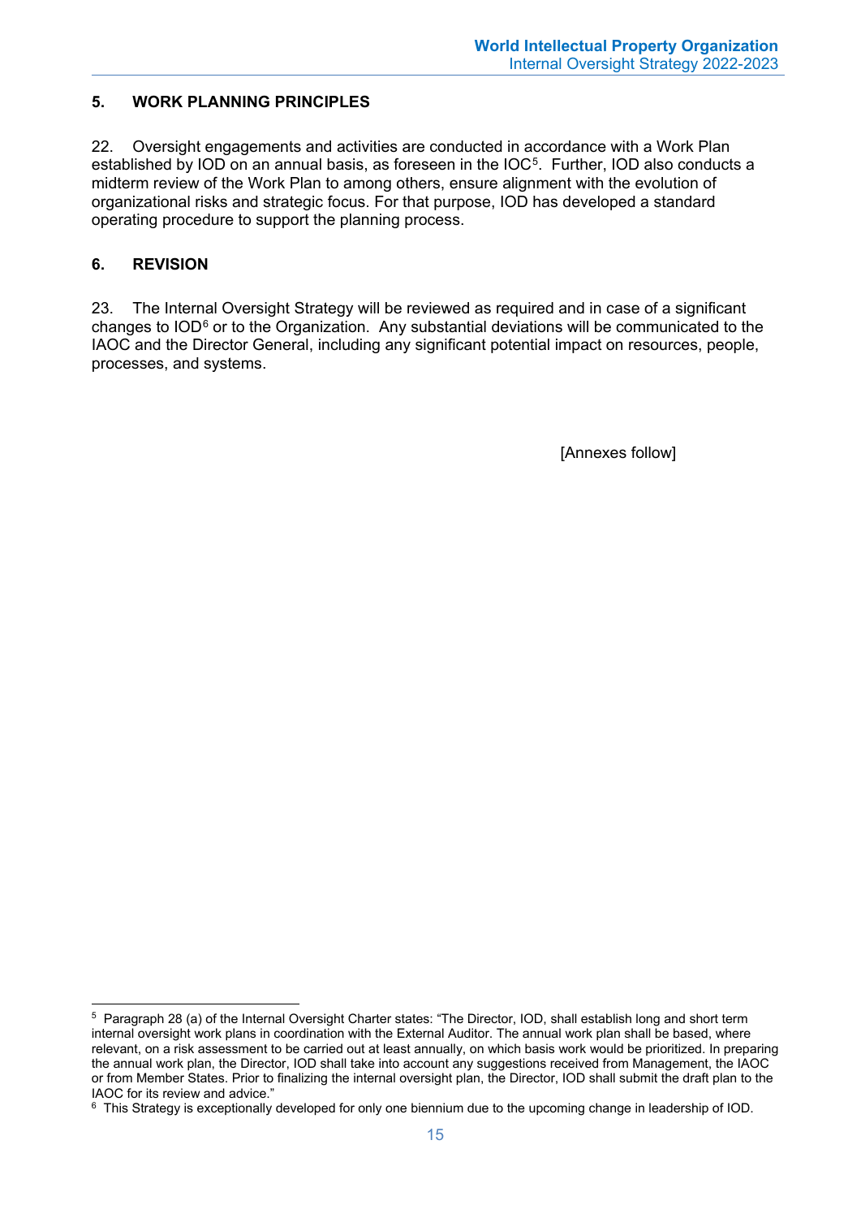## 5. WORK PLANNING PRINCIPLES

22. Oversight engagements and activities are conducted in accordance with a Work Plan established by IOD on an annual basis, as foreseen in the IOC[5]. Further, IOD also conducts a midterm review of the Work Plan to among others, ensure alignment with the evolution of organizational risks and strategic focus. For that purpose, IOD has developed a standard operating procedure to support the planning process.

## 6. REVISION

23. The Internal Oversight Strategy will be reviewed as required and in case of a significant changes to IOD[6] or to the Organization. Any substantial deviations will be communicated to the IAOC and the Director General, including any significant potential impact on resources, people, processes, and systems.

[Annexes follow]

---

[5] Paragraph 28 (a) of the Internal Oversight Charter states: "The Director, IOD, shall establish long and short term internal oversight work plans in coordination with the External Auditor. The annual work plan shall be based, where relevant, on a risk assessment to be carried out at least annually, on which basis work would be prioritized. In preparing the annual work plan, the Director, IOD shall take into account any suggestions received from Management, the IAOC or from Member States. Prior to finalizing the internal oversight plan, the Director, IOD shall submit the draft plan to the IAOC for its review and advice."

[6] This Strategy is exceptionally developed for only one biennium due to the upcoming change in leadership of IOD.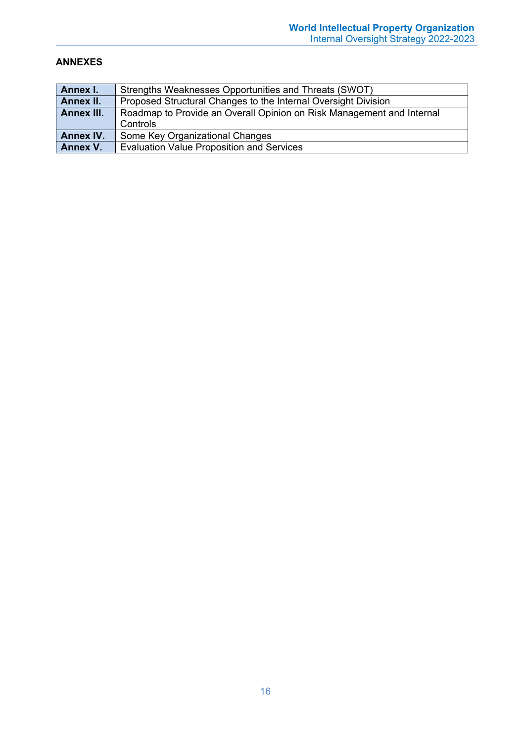## ANNEXES

| | |
|---|---|
| **Annex I.** | Strengths Weaknesses Opportunities and Threats (SWOT) |
| **Annex II.** | Proposed Structural Changes to the Internal Oversight Division |
| **Annex III.** | Roadmap to Provide an Overall Opinion on Risk Management and Internal Controls |
| **Annex IV.** | Some Key Organizational Changes |
| **Annex V.** | Evaluation Value Proposition and Services |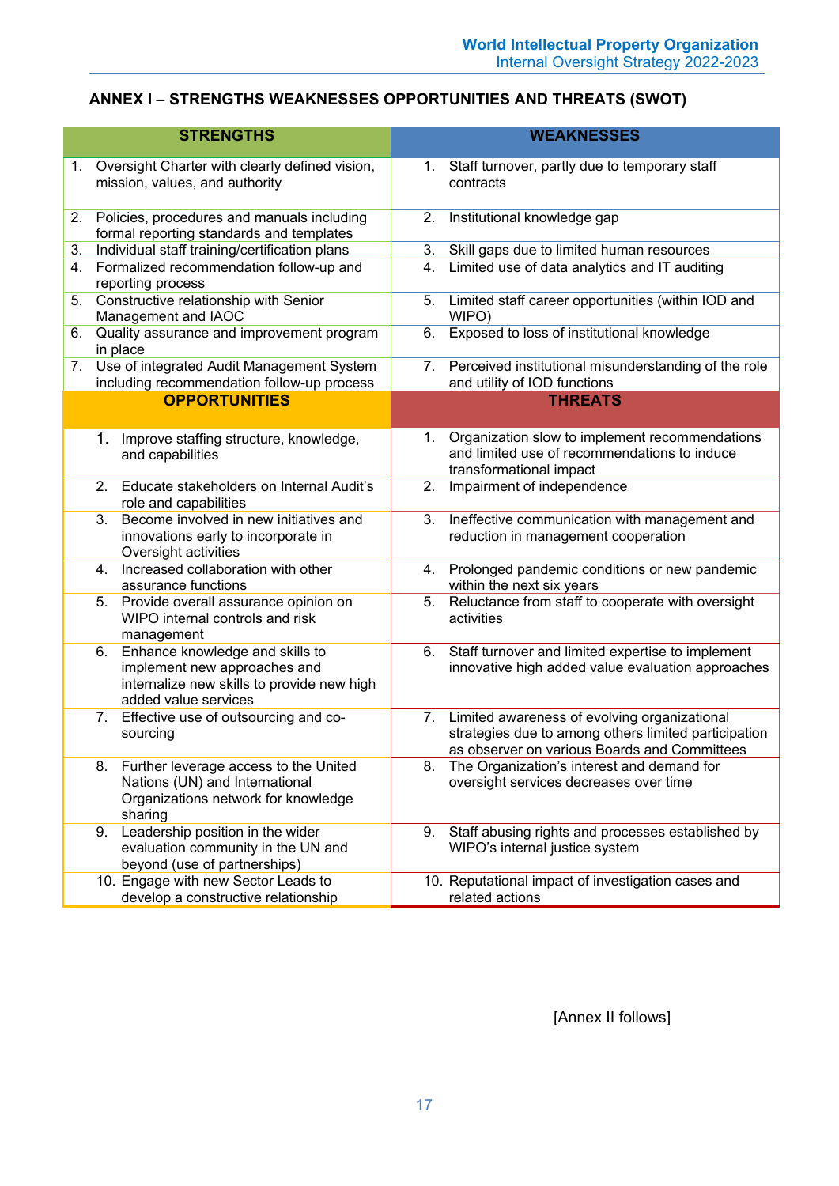## ANNEX I – STRENGTHS WEAKNESSES OPPORTUNITIES AND THREATS (SWOT)

| STRENGTHS | WEAKNESSES |
|---|---|
| 1. Oversight Charter with clearly defined vision, mission, values, and authority | 1. Staff turnover, partly due to temporary staff contracts |
| 2. Policies, procedures and manuals including formal reporting standards and templates | 2. Institutional knowledge gap |
| 3. Individual staff training/certification plans | 3. Skill gaps due to limited human resources |
| 4. Formalized recommendation follow-up and reporting process | 4. Limited use of data analytics and IT auditing |
| 5. Constructive relationship with Senior Management and IAOC | 5. Limited staff career opportunities (within IOD and WIPO) |
| 6. Quality assurance and improvement program in place | 6. Exposed to loss of institutional knowledge |
| 7. Use of integrated Audit Management System including recommendation follow-up process | 7. Perceived institutional misunderstanding of the role and utility of IOD functions |
| **OPPORTUNITIES** | **THREATS** |
| 1. Improve staffing structure, knowledge, and capabilities | 1. Organization slow to implement recommendations and limited use of recommendations to induce transformational impact |
| 2. Educate stakeholders on Internal Audit's role and capabilities | 2. Impairment of independence |
| 3. Become involved in new initiatives and innovations early to incorporate in Oversight activities | 3. Ineffective communication with management and reduction in management cooperation |
| 4. Increased collaboration with other assurance functions | 4. Prolonged pandemic conditions or new pandemic within the next six years |
| 5. Provide overall assurance opinion on WIPO internal controls and risk management | 5. Reluctance from staff to cooperate with oversight activities |
| 6. Enhance knowledge and skills to implement new approaches and internalize new skills to provide new high added value services | 6. Staff turnover and limited expertise to implement innovative high added value evaluation approaches |
| 7. Effective use of outsourcing and co-sourcing | 7. Limited awareness of evolving organizational strategies due to among others limited participation as observer on various Boards and Committees |
| 8. Further leverage access to the United Nations (UN) and International Organizations network for knowledge sharing | 8. The Organization's interest and demand for oversight services decreases over time |
| 9. Leadership position in the wider evaluation community in the UN and beyond (use of partnerships) | 9. Staff abusing rights and processes established by WIPO's internal justice system |
| 10. Engage with new Sector Leads to develop a constructive relationship | 10. Reputational impact of investigation cases and related actions |

[Annex II follows]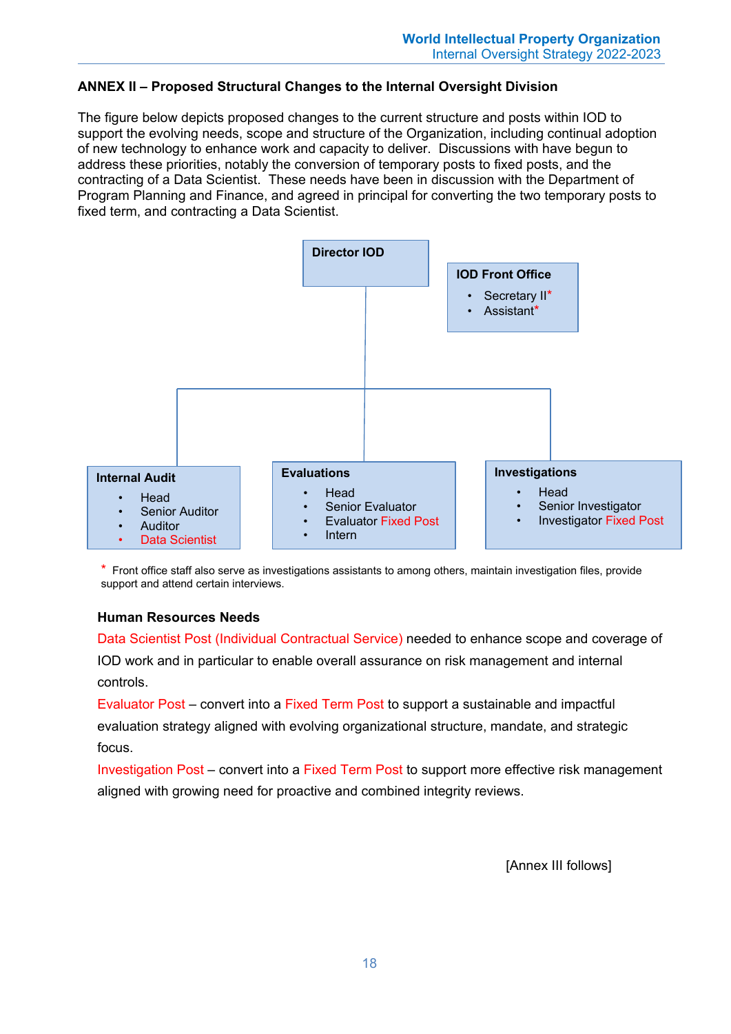## ANNEX II – Proposed Structural Changes to the Internal Oversight Division

The figure below depicts proposed changes to the current structure and posts within IOD to support the evolving needs, scope and structure of the Organization, including continual adoption of new technology to enhance work and capacity to deliver. Discussions with have begun to address these priorities, notably the conversion of temporary posts to fixed posts, and the contracting of a Data Scientist. These needs have been in discussion with the Department of Program Planning and Finance, and agreed in principal for converting the two temporary posts to fixed term, and contracting a Data Scientist.

**Director IOD**

**IOD Front Office**
- Secretary II*
- Assistant*

**Internal Audit**
- Head
- Senior Auditor
- Auditor
- Data Scientist

**Evaluations**
- Head
- Senior Evaluator
- Evaluator Fixed Post
- Intern

**Investigations**
- Head
- Senior Investigator
- Investigator Fixed Post

\* Front office staff also serve as investigations assistants to among others, maintain investigation files, provide support and attend certain interviews.

### Human Resources Needs

Data Scientist Post (Individual Contractual Service) needed to enhance scope and coverage of IOD work and in particular to enable overall assurance on risk management and internal controls.

Evaluator Post – convert into a Fixed Term Post to support a sustainable and impactful evaluation strategy aligned with evolving organizational structure, mandate, and strategic focus.

Investigation Post – convert into a Fixed Term Post to support more effective risk management aligned with growing need for proactive and combined integrity reviews.

[Annex III follows]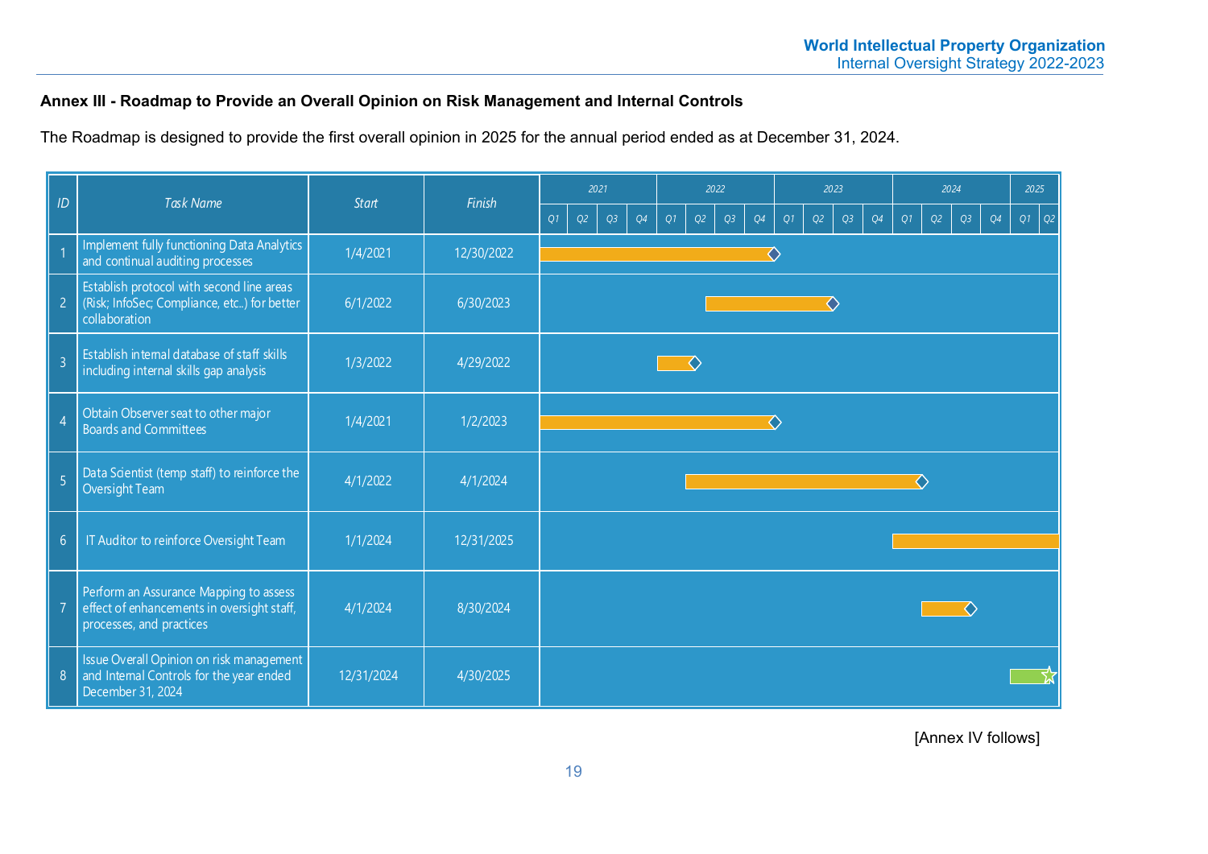**Annex III - Roadmap to Provide an Overall Opinion on Risk Management and Internal Controls**

The Roadmap is designed to provide the first overall opinion in 2025 for the annual period ended as at December 31, 2024.

| ID | Task Name | Start | Finish |
|---|---|---|---|
| 1 | Implement fully functioning Data Analytics and continual auditing processes | 1/4/2021 | 12/30/2022 |
| 2 | Establish protocol with second line areas (Risk; InfoSec; Compliance, etc..) for better collaboration | 6/1/2022 | 6/30/2023 |
| 3 | Establish internal database of staff skills including internal skills gap analysis | 1/3/2022 | 4/29/2022 |
| 4 | Obtain Observer seat to other major Boards and Committees | 1/4/2021 | 1/2/2023 |
| 5 | Data Scientist (temp staff) to reinforce the Oversight Team | 4/1/2022 | 4/1/2024 |
| 6 | IT Auditor to reinforce Oversight Team | 1/1/2024 | 12/31/2025 |
| 7 | Perform an Assurance Mapping to assess effect of enhancements in oversight staff, processes, and practices | 4/1/2024 | 8/30/2024 |
| 8 | Issue Overall Opinion on risk management and Internal Controls for the year ended December 31, 2024 | 12/31/2024 | 4/30/2025 |

[Annex IV follows]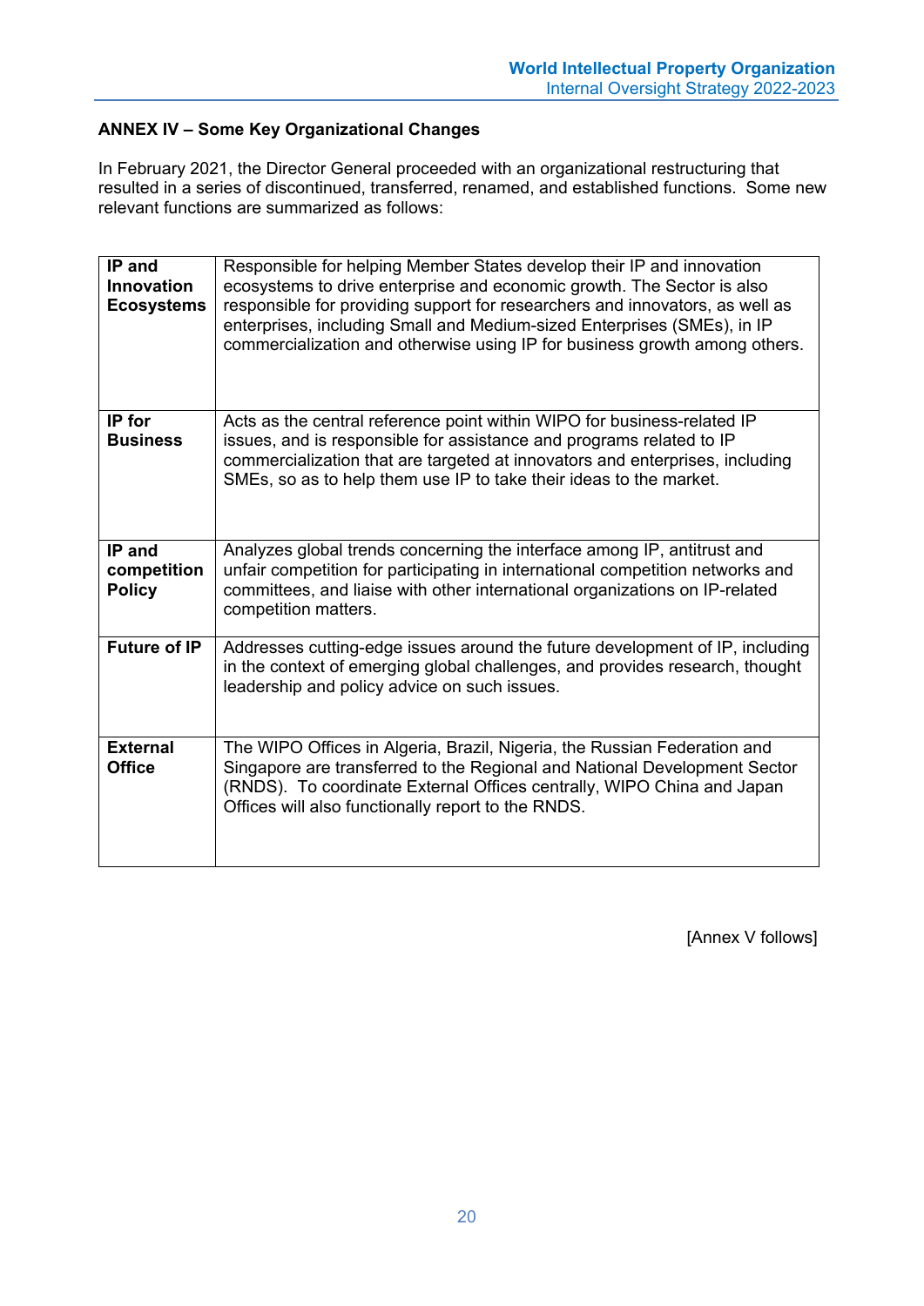## ANNEX IV – Some Key Organizational Changes

In February 2021, the Director General proceeded with an organizational restructuring that resulted in a series of discontinued, transferred, renamed, and established functions. Some new relevant functions are summarized as follows:

| | |
|---|---|
| **IP and Innovation Ecosystems** | Responsible for helping Member States develop their IP and innovation ecosystems to drive enterprise and economic growth. The Sector is also responsible for providing support for researchers and innovators, as well as enterprises, including Small and Medium-sized Enterprises (SMEs), in IP commercialization and otherwise using IP for business growth among others. |
| **IP for Business** | Acts as the central reference point within WIPO for business-related IP issues, and is responsible for assistance and programs related to IP commercialization that are targeted at innovators and enterprises, including SMEs, so as to help them use IP to take their ideas to the market. |
| **IP and competition Policy** | Analyzes global trends concerning the interface among IP, antitrust and unfair competition for participating in international competition networks and committees, and liaise with other international organizations on IP-related competition matters. |
| **Future of IP** | Addresses cutting-edge issues around the future development of IP, including in the context of emerging global challenges, and provides research, thought leadership and policy advice on such issues. |
| **External Office** | The WIPO Offices in Algeria, Brazil, Nigeria, the Russian Federation and Singapore are transferred to the Regional and National Development Sector (RNDS). To coordinate External Offices centrally, WIPO China and Japan Offices will also functionally report to the RNDS. |

[Annex V follows]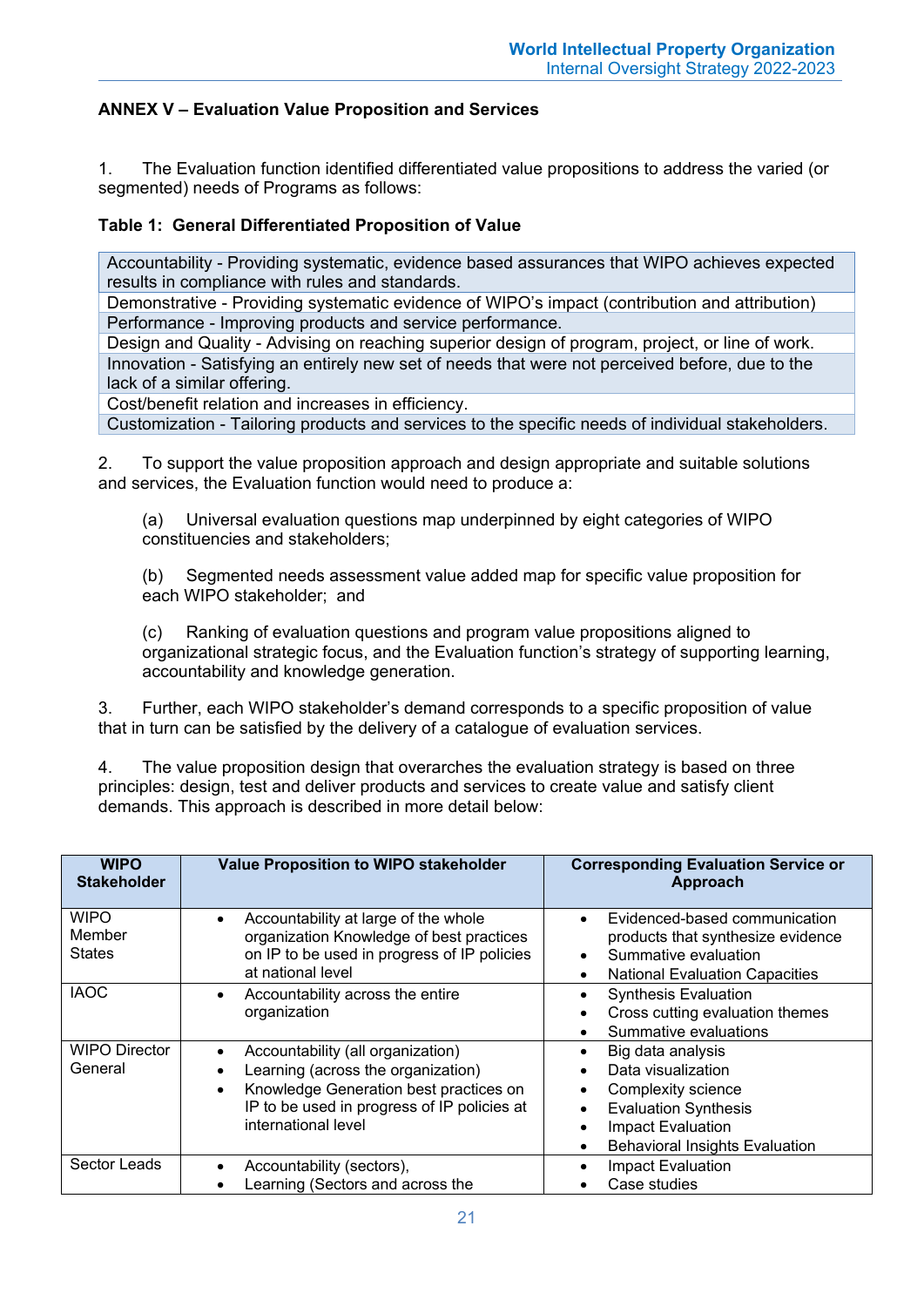**ANNEX V – Evaluation Value Proposition and Services**

1. The Evaluation function identified differentiated value propositions to address the varied (or segmented) needs of Programs as follows:

**Table 1: General Differentiated Proposition of Value**

| |
|---|
| Accountability - Providing systematic, evidence based assurances that WIPO achieves expected results in compliance with rules and standards. |
| Demonstrative - Providing systematic evidence of WIPO's impact (contribution and attribution) |
| Performance - Improving products and service performance. |
| Design and Quality - Advising on reaching superior design of program, project, or line of work. |
| Innovation - Satisfying an entirely new set of needs that were not perceived before, due to the lack of a similar offering. |
| Cost/benefit relation and increases in efficiency. |
| Customization - Tailoring products and services to the specific needs of individual stakeholders. |

2. To support the value proposition approach and design appropriate and suitable solutions and services, the Evaluation function would need to produce a:

(a) Universal evaluation questions map underpinned by eight categories of WIPO constituencies and stakeholders;

(b) Segmented needs assessment value added map for specific value proposition for each WIPO stakeholder; and

(c) Ranking of evaluation questions and program value propositions aligned to organizational strategic focus, and the Evaluation function's strategy of supporting learning, accountability and knowledge generation.

3. Further, each WIPO stakeholder's demand corresponds to a specific proposition of value that in turn can be satisfied by the delivery of a catalogue of evaluation services.

4. The value proposition design that overarches the evaluation strategy is based on three principles: design, test and deliver products and services to create value and satisfy client demands. This approach is described in more detail below:

| WIPO Stakeholder | Value Proposition to WIPO stakeholder | Corresponding Evaluation Service or Approach |
|---|---|---|
| WIPO Member States | • Accountability at large of the whole organization Knowledge of best practices on IP to be used in progress of IP policies at national level | • Evidenced-based communication products that synthesize evidence<br>• Summative evaluation<br>• National Evaluation Capacities |
| IAOC | • Accountability across the entire organization | • Synthesis Evaluation<br>• Cross cutting evaluation themes<br>• Summative evaluations |
| WIPO Director General | • Accountability (all organization)<br>• Learning (across the organization)<br>• Knowledge Generation best practices on IP to be used in progress of IP policies at international level | • Big data analysis<br>• Data visualization<br>• Complexity science<br>• Evaluation Synthesis<br>• Impact Evaluation<br>• Behavioral Insights Evaluation |
| Sector Leads | • Accountability (sectors),<br>• Learning (Sectors and across the | • Impact Evaluation<br>• Case studies |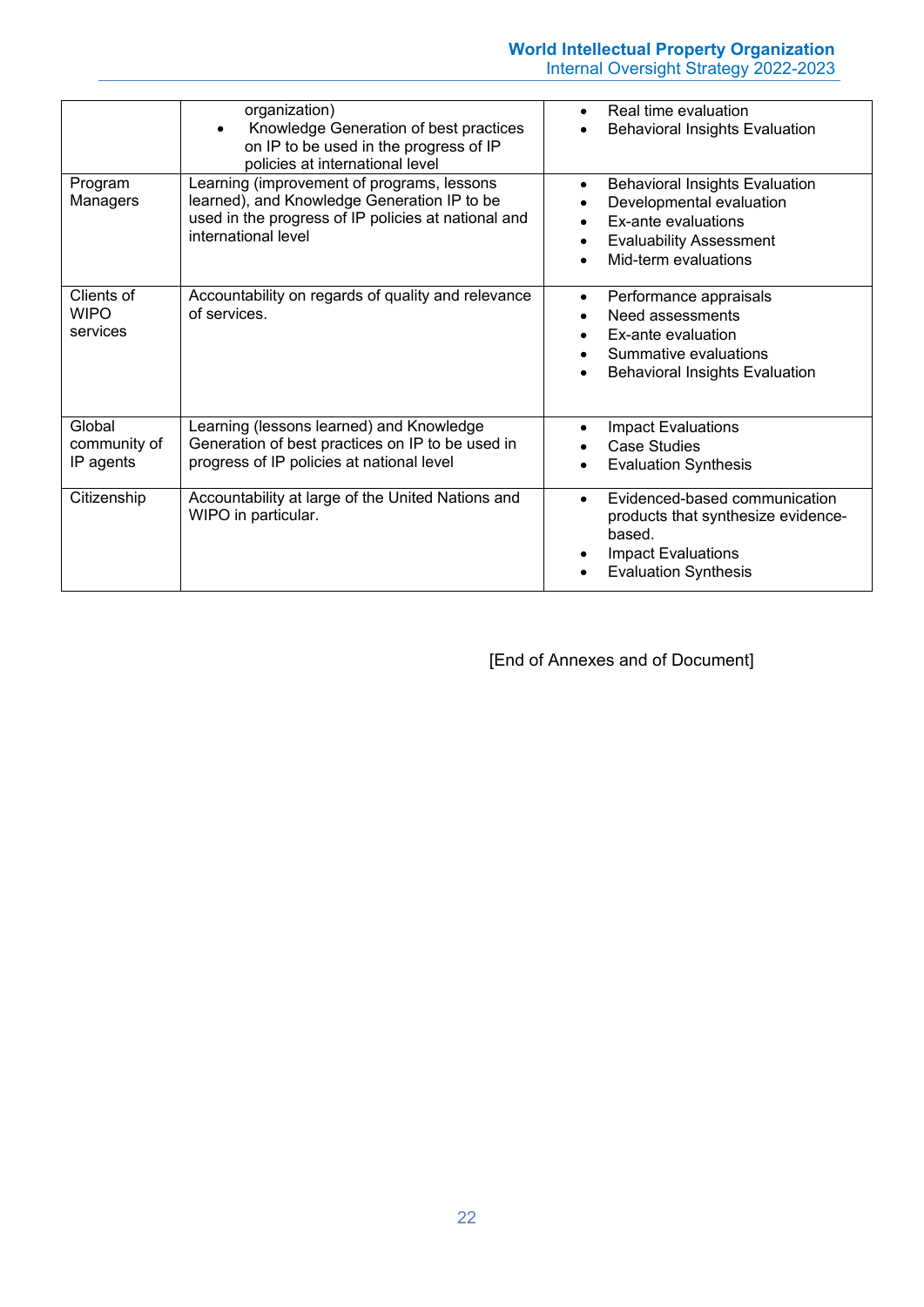| | | |
|---|---|---|
| | organization)<br>• Knowledge Generation of best practices on IP to be used in the progress of IP policies at international level | • Real time evaluation<br>• Behavioral Insights Evaluation |
| Program Managers | Learning (improvement of programs, lessons learned), and Knowledge Generation IP to be used in the progress of IP policies at national and international level | • Behavioral Insights Evaluation<br>• Developmental evaluation<br>• Ex-ante evaluations<br>• Evaluability Assessment<br>• Mid-term evaluations |
| Clients of WIPO services | Accountability on regards of quality and relevance of services. | • Performance appraisals<br>• Need assessments<br>• Ex-ante evaluation<br>• Summative evaluations<br>• Behavioral Insights Evaluation |
| Global community of IP agents | Learning (lessons learned) and Knowledge Generation of best practices on IP to be used in progress of IP policies at national level | • Impact Evaluations<br>• Case Studies<br>• Evaluation Synthesis |
| Citizenship | Accountability at large of the United Nations and WIPO in particular. | • Evidenced-based communication products that synthesize evidence-based.<br>• Impact Evaluations<br>• Evaluation Synthesis |

[End of Annexes and of Document]